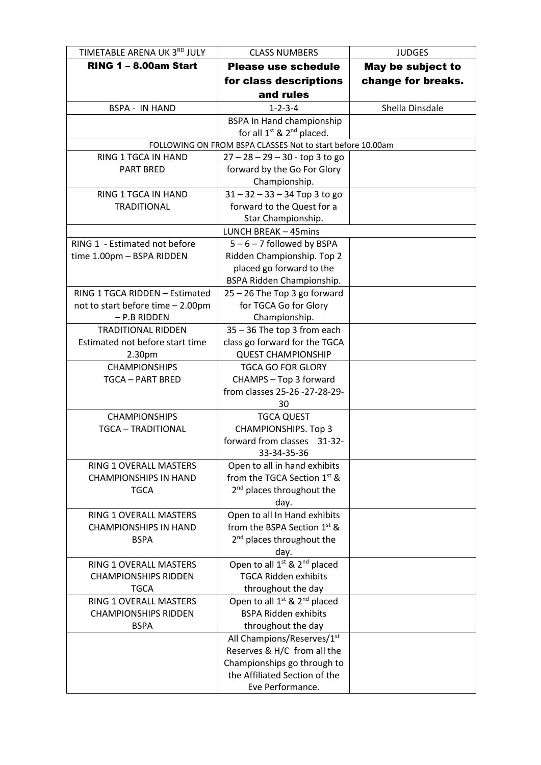| TIMETABLE ARENA UK 3RD JULY | CLASS NUMBERS | JUDGES |
|---|---|---|
| **RING 1 – 8.00am Start** | **Please use schedule for class descriptions and rules** | **May be subject to change for breaks.** |
| BSPA - IN HAND | 1-2-3-4 | Sheila Dinsdale |
| | BSPA In Hand championship for all 1st & 2nd placed. | |
| FOLLOWING ON FROM BSPA CLASSES Not to start before 10.00am | | |
| RING 1 TGCA IN HAND PART BRED | 27 – 28 – 29 – 30 - top 3 to go forward by the Go For Glory Championship. | |
| RING 1 TGCA IN HAND TRADITIONAL | 31 – 32 – 33 – 34 Top 3 to go forward to the Quest for a Star Championship. | |
| LUNCH BREAK – 45mins | | |
| RING 1 - Estimated not before time 1.00pm – BSPA RIDDEN | 5 – 6 – 7 followed by BSPA Ridden Championship. Top 2 placed go forward to the BSPA Ridden Championship. | |
| RING 1 TGCA RIDDEN – Estimated not to start before time – 2.00pm – P.B RIDDEN | 25 – 26 The Top 3 go forward for TGCA Go for Glory Championship. | |
| TRADITIONAL RIDDEN Estimated not before start time 2.30pm | 35 – 36 The top 3 from each class go forward for the TGCA QUEST CHAMPIONSHIP | |
| CHAMPIONSHIPS TGCA – PART BRED | TGCA GO FOR GLORY CHAMPS – Top 3 forward from classes 25-26 -27-28-29-30 | |
| CHAMPIONSHIPS TGCA – TRADITIONAL | TGCA QUEST CHAMPIONSHIPS. Top 3 forward from classes 31-32-33-34-35-36 | |
| RING 1 OVERALL MASTERS CHAMPIONSHIPS IN HAND TGCA | Open to all in hand exhibits from the TGCA Section 1st & 2nd places throughout the day. | |
| RING 1 OVERALL MASTERS CHAMPIONSHIPS IN HAND BSPA | Open to all In Hand exhibits from the BSPA Section 1st & 2nd places throughout the day. | |
| RING 1 OVERALL MASTERS CHAMPIONSHIPS RIDDEN TGCA | Open to all 1st & 2nd placed TGCA Ridden exhibits throughout the day | |
| RING 1 OVERALL MASTERS CHAMPIONSHIPS RIDDEN BSPA | Open to all 1st & 2nd placed BSPA Ridden exhibits throughout the day | |
| | All Champions/Reserves/1st Reserves & H/C from all the Championships go through to the Affiliated Section of the Eve Performance. | |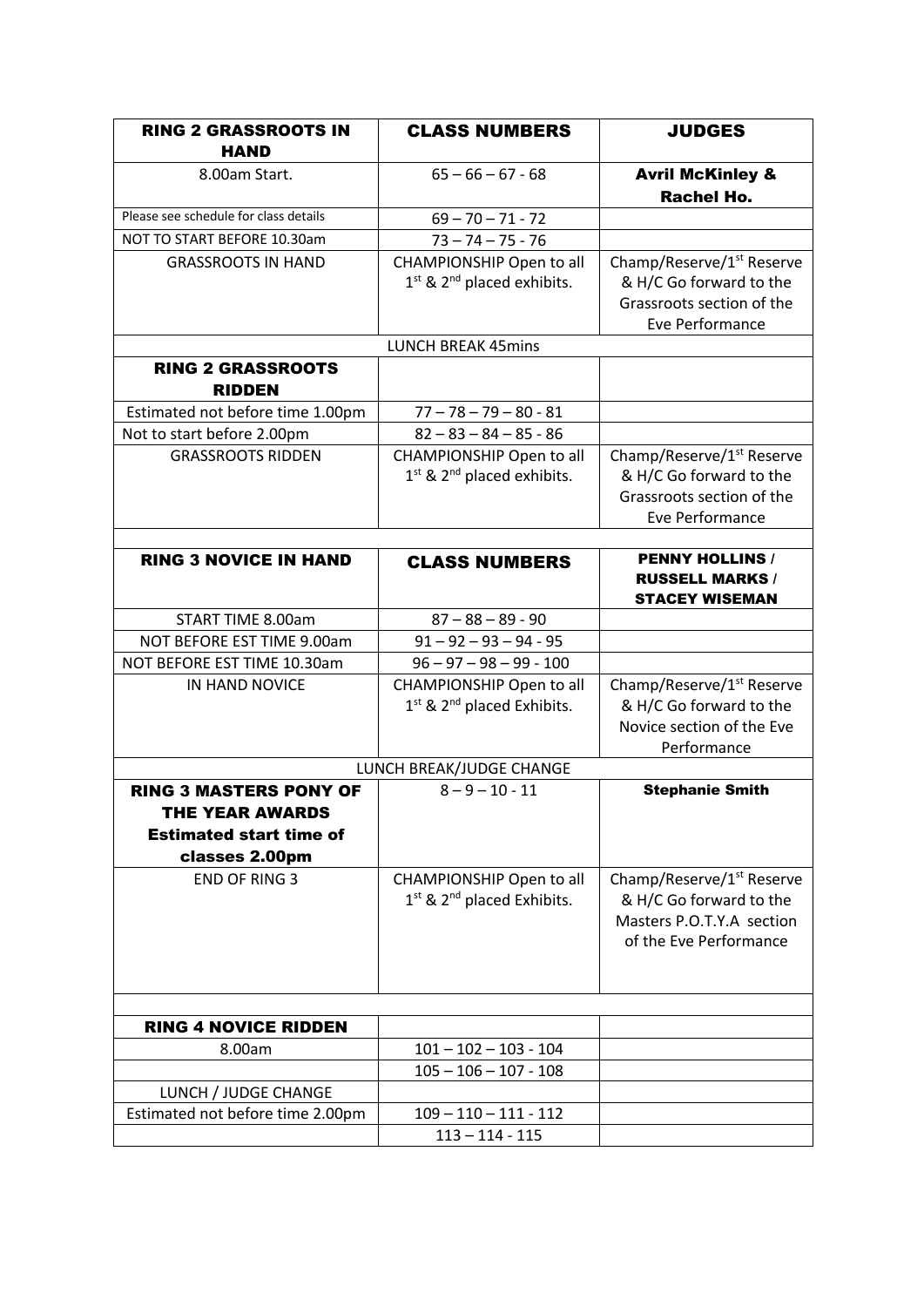| **RING 2 GRASSROOTS IN HAND** | **CLASS NUMBERS** | **JUDGES** |
|---|---|---|
| 8.00am Start. | 65 – 66 – 67 - 68 | **Avril McKinley & Rachel Ho.** |
| Please see schedule for class details | 69 – 70 – 71 - 72 | |
| NOT TO START BEFORE 10.30am | 73 – 74 – 75 - 76 | |
| GRASSROOTS IN HAND | CHAMPIONSHIP Open to all 1st & 2nd placed exhibits. | Champ/Reserve/1st Reserve & H/C Go forward to the Grassroots section of the Eve Performance |
| | LUNCH BREAK 45mins | |
| **RING 2 GRASSROOTS RIDDEN** | | |
| Estimated not before time 1.00pm | 77 – 78 – 79 – 80 - 81 | |
| Not to start before 2.00pm | 82 – 83 – 84 – 85 - 86 | |
| GRASSROOTS RIDDEN | CHAMPIONSHIP Open to all 1st & 2nd placed exhibits. | Champ/Reserve/1st Reserve & H/C Go forward to the Grassroots section of the Eve Performance |
| | | |
| **RING 3 NOVICE IN HAND** | **CLASS NUMBERS** | **PENNY HOLLINS / RUSSELL MARKS / STACEY WISEMAN** |
| START TIME 8.00am | 87 – 88 – 89 - 90 | |
| NOT BEFORE EST TIME 9.00am | 91 – 92 – 93 – 94 - 95 | |
| NOT BEFORE EST TIME 10.30am | 96 – 97 – 98 – 99 - 100 | |
| IN HAND NOVICE | CHAMPIONSHIP Open to all 1st & 2nd placed Exhibits. | Champ/Reserve/1st Reserve & H/C Go forward to the Novice section of the Eve Performance |
| | LUNCH BREAK/JUDGE CHANGE | |
| **RING 3 MASTERS PONY OF THE YEAR AWARDS Estimated start time of classes 2.00pm** | 8 – 9 – 10 - 11 | **Stephanie Smith** |
| END OF RING 3 | CHAMPIONSHIP Open to all 1st & 2nd placed Exhibits. | Champ/Reserve/1st Reserve & H/C Go forward to the Masters P.O.T.Y.A section of the Eve Performance |
| | | |
| **RING 4 NOVICE RIDDEN** | | |
| 8.00am | 101 – 102 – 103 - 104 | |
| | 105 – 106 – 107 - 108 | |
| LUNCH / JUDGE CHANGE | | |
| Estimated not before time 2.00pm | 109 – 110 – 111 - 112 | |
| | 113 – 114 - 115 | |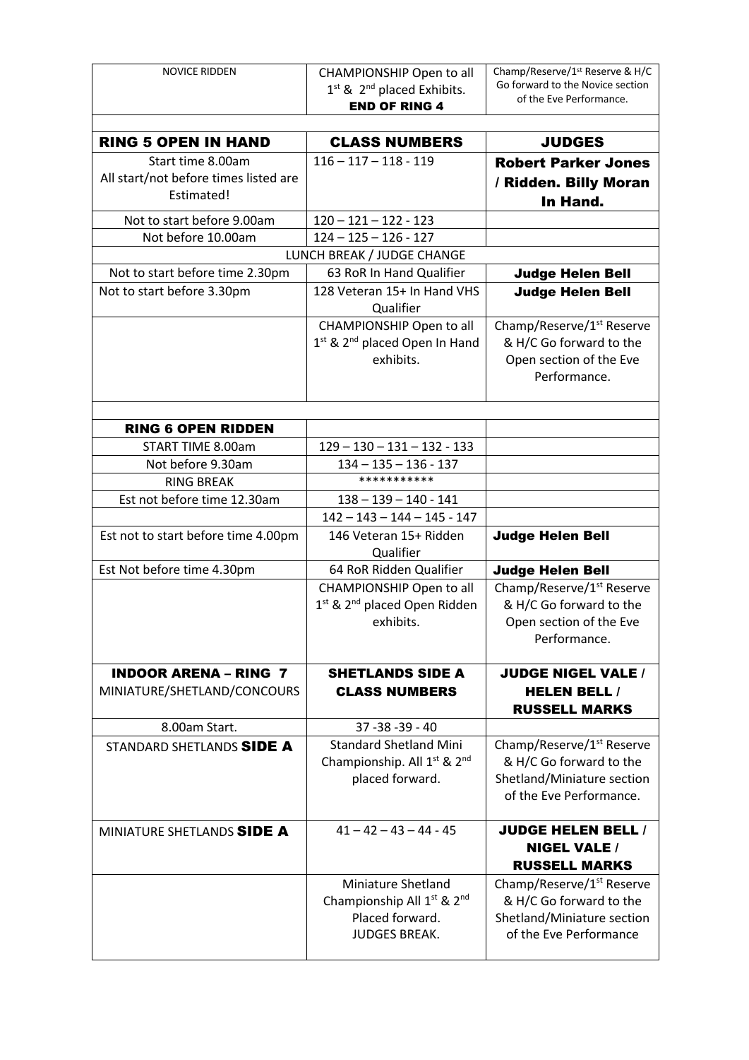| NOVICE RIDDEN | CHAMPIONSHIP Open to all 1st & 2nd placed Exhibits. **END OF RING 4** | Champ/Reserve/1st Reserve & H/C Go forward to the Novice section of the Eve Performance. |
|---|---|---|
| | | |
| **RING 5 OPEN IN HAND** | **CLASS NUMBERS** | **JUDGES** |
| Start time 8.00am All start/not before times listed are Estimated! | 116 – 117 – 118 - 119 | **Robert Parker Jones / Ridden. Billy Moran In Hand.** |
| Not to start before 9.00am | 120 – 121 – 122 - 123 | |
| Not before 10.00am | 124 – 125 – 126 - 127 | |
| LUNCH BREAK / JUDGE CHANGE | | |
| Not to start before time 2.30pm | 63 RoR In Hand Qualifier | **Judge Helen Bell** |
| Not to start before 3.30pm | 128 Veteran 15+ In Hand VHS Qualifier | **Judge Helen Bell** |
| | CHAMPIONSHIP Open to all 1st & 2nd placed Open In Hand exhibits. | Champ/Reserve/1st Reserve & H/C Go forward to the Open section of the Eve Performance. |
| | | |
| **RING 6 OPEN RIDDEN** | | |
| START TIME 8.00am | 129 – 130 – 131 – 132 - 133 | |
| Not before 9.30am | 134 – 135 – 136 - 137 | |
| RING BREAK | *********** | |
| Est not before time 12.30am | 138 – 139 – 140 - 141 | |
| | 142 – 143 – 144 – 145 - 147 | |
| Est not to start before time 4.00pm | 146 Veteran 15+ Ridden Qualifier | **Judge Helen Bell** |
| Est Not before time 4.30pm | 64 RoR Ridden Qualifier | **Judge Helen Bell** |
| | CHAMPIONSHIP Open to all 1st & 2nd placed Open Ridden exhibits. | Champ/Reserve/1st Reserve & H/C Go forward to the Open section of the Eve Performance. |
| **INDOOR ARENA – RING 7** MINIATURE/SHETLAND/CONCOURS | **SHETLANDS SIDE A CLASS NUMBERS** | **JUDGE NIGEL VALE / HELEN BELL / RUSSELL MARKS** |
| 8.00am Start. | 37 -38 -39 - 40 | |
| STANDARD SHETLANDS **SIDE A** | Standard Shetland Mini Championship. All 1st & 2nd placed forward. | Champ/Reserve/1st Reserve & H/C Go forward to the Shetland/Miniature section of the Eve Performance. |
| MINIATURE SHETLANDS **SIDE A** | 41 – 42 – 43 – 44 - 45 | **JUDGE HELEN BELL / NIGEL VALE / RUSSELL MARKS** |
| | Miniature Shetland Championship All 1st & 2nd Placed forward. JUDGES BREAK. | Champ/Reserve/1st Reserve & H/C Go forward to the Shetland/Miniature section of the Eve Performance |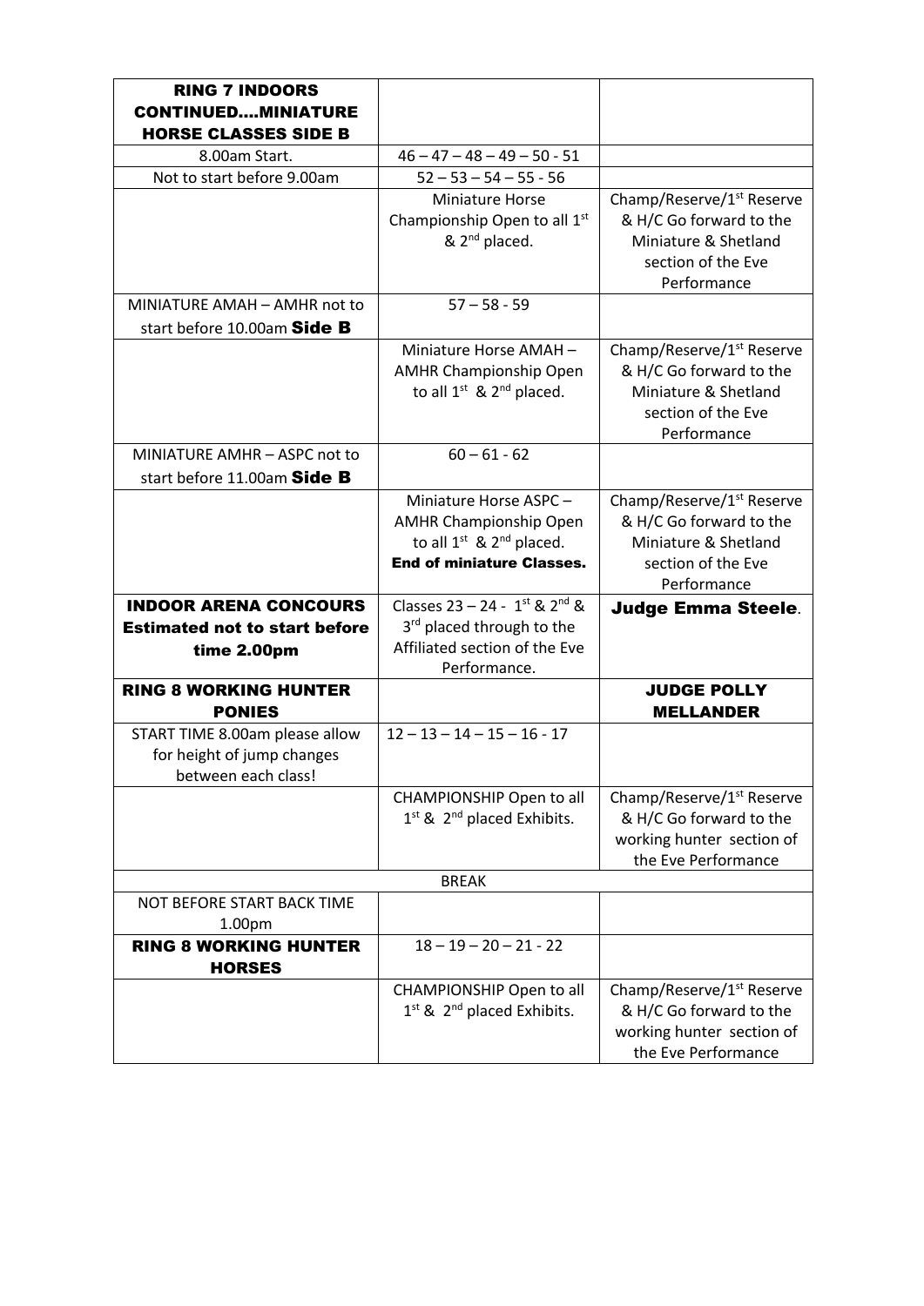| **RING 7 INDOORS CONTINUED….MINIATURE HORSE CLASSES SIDE B** | | |
|---|---|---|
| 8.00am Start. | 46 – 47 – 48 – 49 – 50 - 51 | |
| Not to start before 9.00am | 52 – 53 – 54 – 55 - 56 | |
| | Miniature Horse Championship Open to all 1st & 2nd placed. | Champ/Reserve/1st Reserve & H/C Go forward to the Miniature & Shetland section of the Eve Performance |
| MINIATURE AMAH – AMHR not to start before 10.00am **Side B** | 57 – 58 - 59 | |
| | Miniature Horse AMAH – AMHR Championship Open to all 1st & 2nd placed. | Champ/Reserve/1st Reserve & H/C Go forward to the Miniature & Shetland section of the Eve Performance |
| MINIATURE AMHR – ASPC not to start before 11.00am **Side B** | 60 – 61 - 62 | |
| | Miniature Horse ASPC – AMHR Championship Open to all 1st & 2nd placed. **End of miniature Classes.** | Champ/Reserve/1st Reserve & H/C Go forward to the Miniature & Shetland section of the Eve Performance |
| **INDOOR ARENA CONCOURS Estimated not to start before time 2.00pm** | Classes 23 – 24 - 1st & 2nd & 3rd placed through to the Affiliated section of the Eve Performance. | **Judge Emma Steele**. |
| **RING 8 WORKING HUNTER PONIES** | | **JUDGE POLLY MELLANDER** |
| START TIME 8.00am please allow for height of jump changes between each class! | 12 – 13 – 14 – 15 – 16 - 17 | |
| | CHAMPIONSHIP Open to all 1st & 2nd placed Exhibits. | Champ/Reserve/1st Reserve & H/C Go forward to the working hunter section of the Eve Performance |
| | BREAK | |
| NOT BEFORE START BACK TIME 1.00pm | | |
| **RING 8 WORKING HUNTER HORSES** | 18 – 19 – 20 – 21 - 22 | |
| | CHAMPIONSHIP Open to all 1st & 2nd placed Exhibits. | Champ/Reserve/1st Reserve & H/C Go forward to the working hunter section of the Eve Performance |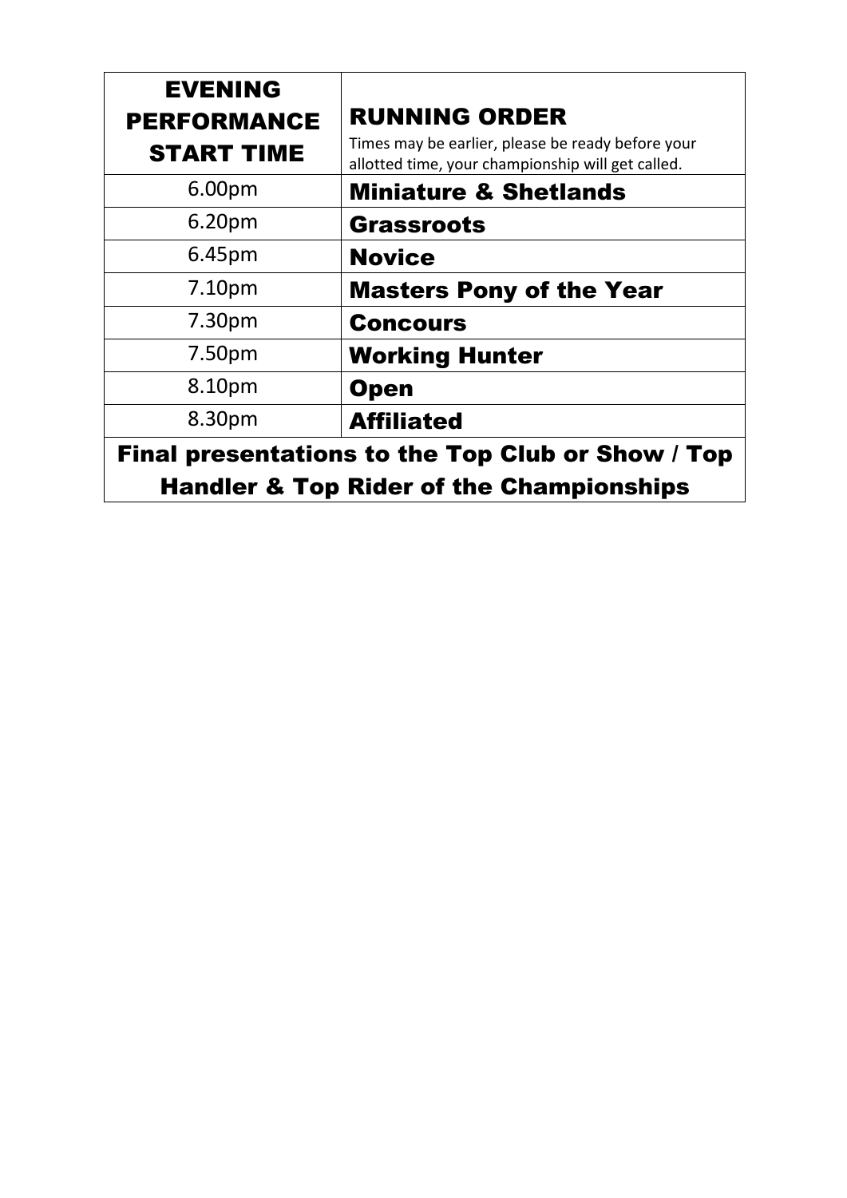| EVENING PERFORMANCE START TIME | RUNNING ORDER<br>Times may be earlier, please be ready before your allotted time, your championship will get called. |
| --- | --- |
| 6.00pm | **Miniature & Shetlands** |
| 6.20pm | **Grassroots** |
| 6.45pm | **Novice** |
| 7.10pm | **Masters Pony of the Year** |
| 7.30pm | **Concours** |
| 7.50pm | **Working Hunter** |
| 8.10pm | **Open** |
| 8.30pm | **Affiliated** |
| **Final presentations to the Top Club or Show / Top Handler & Top Rider of the Championships** | |